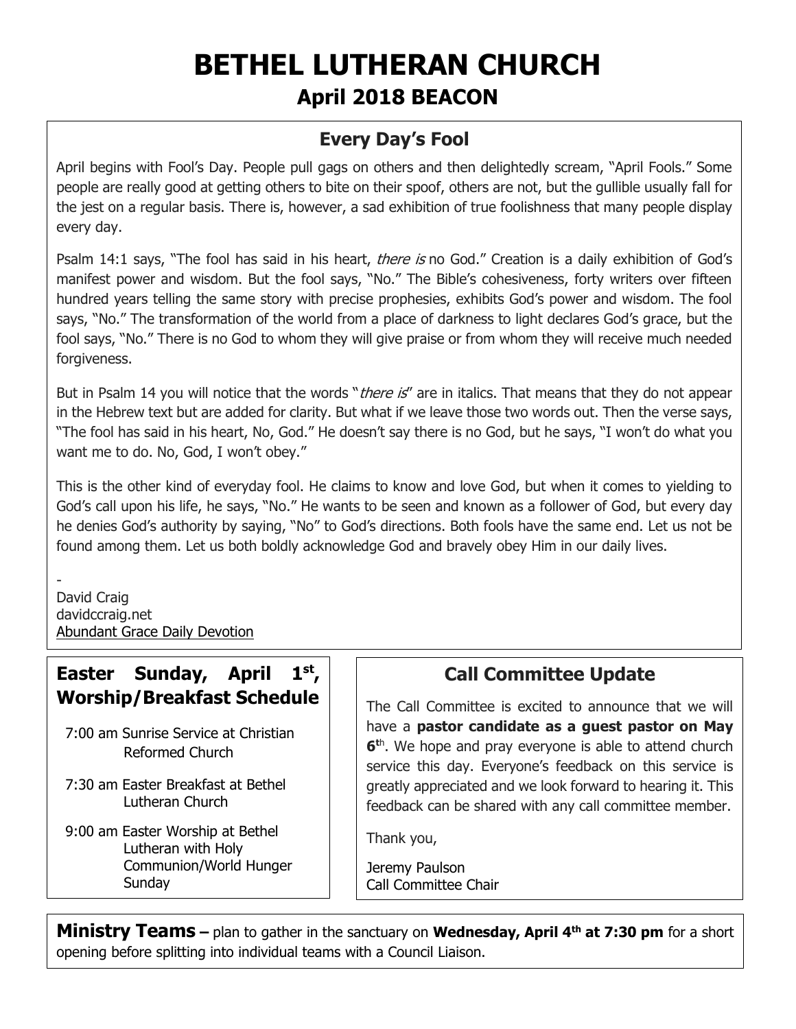# BETHEL LUTHERAN CHURCH

## April 2018 BEACON

### Every Day's Fool

April begins with Fool's Day. People pull gags on others and then delightedly scream, "April Fools." Some people are really good at getting others to bite on their spoof, others are not, but the gullible usually fall for the jest on a regular basis. There is, however, a sad exhibition of true foolishness that many people display every day.

Psalm 14:1 says, "The fool has said in his heart, *there is* no God." Creation is a daily exhibition of God's manifest power and wisdom. But the fool says, "No." The Bible's cohesiveness, forty writers over fifteen hundred years telling the same story with precise prophesies, exhibits God's power and wisdom. The fool says, "No." The transformation of the world from a place of darkness to light declares God's grace, but the fool says, "No." There is no God to whom they will give praise or from whom they will receive much needed forgiveness.

But in Psalm 14 you will notice that the words "*there is*" are in italics. That means that they do not appear in the Hebrew text but are added for clarity. But what if we leave those two words out. Then the verse says, "The fool has said in his heart, No, God." He doesn't say there is no God, but he says, "I won't do what you want me to do. No, God, I won't obey."

This is the other kind of everyday fool. He claims to know and love God, but when it comes to yielding to God's call upon his life, he says, "No." He wants to be seen and known as a follower of God, but every day he denies God's authority by saying, "No" to God's directions. Both fools have the same end. Let us not be found among them. Let us both boldly acknowledge God and bravely obey Him in our daily lives.

-
David Craig
davidccraig.net
Abundant Grace Daily Devotion

### Easter Sunday, April 1st, Worship/Breakfast Schedule

- 7:00 am Sunrise Service at Christian Reformed Church
- 7:30 am Easter Breakfast at Bethel Lutheran Church
- 9:00 am Easter Worship at Bethel Lutheran with Holy Communion/World Hunger Sunday

### Call Committee Update

The Call Committee is excited to announce that we will have a **pastor candidate as a guest pastor on May 6th**. We hope and pray everyone is able to attend church service this day. Everyone's feedback on this service is greatly appreciated and we look forward to hearing it. This feedback can be shared with any call committee member.

Thank you,

Jeremy Paulson
Call Committee Chair

**Ministry Teams –** plan to gather in the sanctuary on **Wednesday, April 4th at 7:30 pm** for a short opening before splitting into individual teams with a Council Liaison.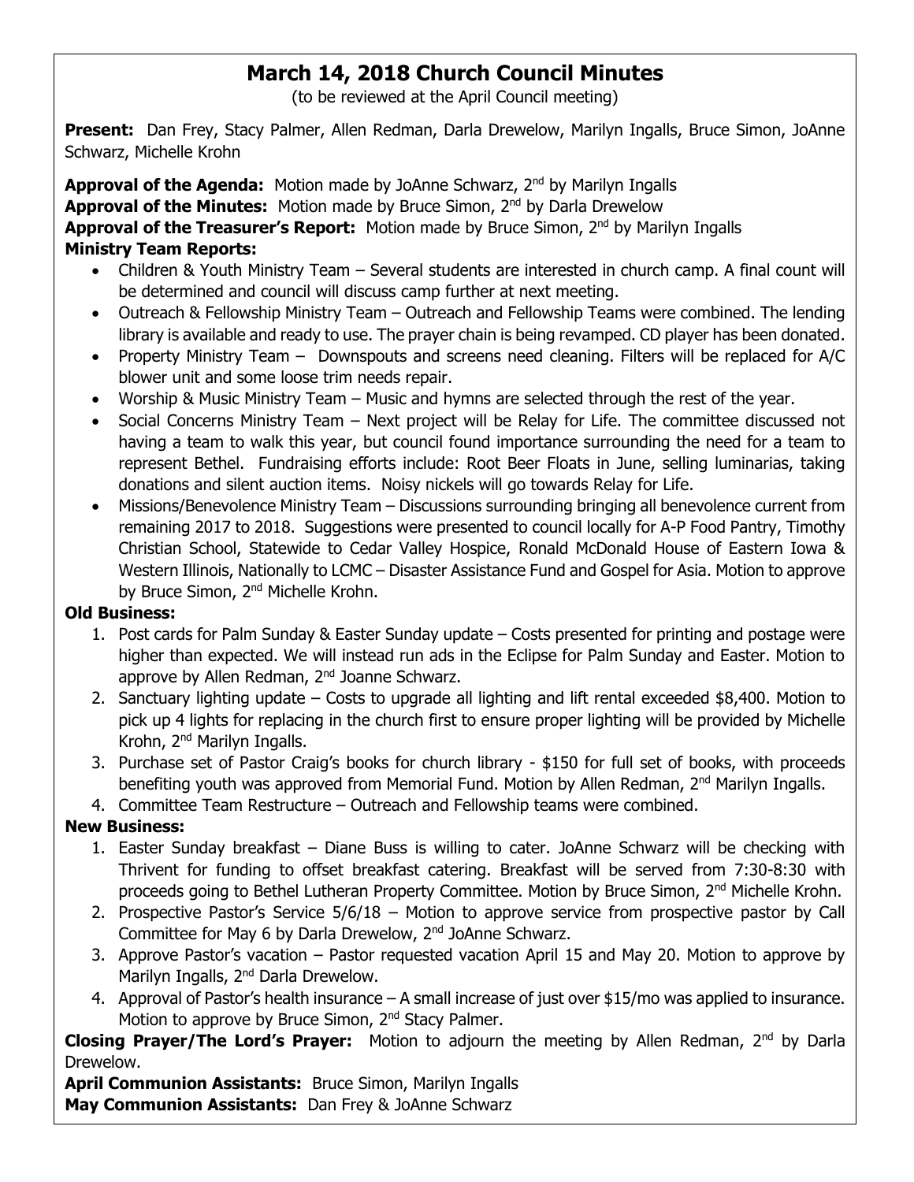# March 14, 2018 Church Council Minutes

(to be reviewed at the April Council meeting)

**Present:** Dan Frey, Stacy Palmer, Allen Redman, Darla Drewelow, Marilyn Ingalls, Bruce Simon, JoAnne Schwarz, Michelle Krohn

**Approval of the Agenda:** Motion made by JoAnne Schwarz, 2nd by Marilyn Ingalls

**Approval of the Minutes:** Motion made by Bruce Simon, 2nd by Darla Drewelow

**Approval of the Treasurer's Report:** Motion made by Bruce Simon, 2nd by Marilyn Ingalls

**Ministry Team Reports:**

- Children & Youth Ministry Team – Several students are interested in church camp. A final count will be determined and council will discuss camp further at next meeting.
- Outreach & Fellowship Ministry Team – Outreach and Fellowship Teams were combined. The lending library is available and ready to use. The prayer chain is being revamped. CD player has been donated.
- Property Ministry Team – Downspouts and screens need cleaning. Filters will be replaced for A/C blower unit and some loose trim needs repair.
- Worship & Music Ministry Team – Music and hymns are selected through the rest of the year.
- Social Concerns Ministry Team – Next project will be Relay for Life. The committee discussed not having a team to walk this year, but council found importance surrounding the need for a team to represent Bethel. Fundraising efforts include: Root Beer Floats in June, selling luminarias, taking donations and silent auction items. Noisy nickels will go towards Relay for Life.
- Missions/Benevolence Ministry Team – Discussions surrounding bringing all benevolence current from remaining 2017 to 2018. Suggestions were presented to council locally for A-P Food Pantry, Timothy Christian School, Statewide to Cedar Valley Hospice, Ronald McDonald House of Eastern Iowa & Western Illinois, Nationally to LCMC – Disaster Assistance Fund and Gospel for Asia. Motion to approve by Bruce Simon, 2nd Michelle Krohn.

**Old Business:**

1. Post cards for Palm Sunday & Easter Sunday update – Costs presented for printing and postage were higher than expected. We will instead run ads in the Eclipse for Palm Sunday and Easter. Motion to approve by Allen Redman, 2nd Joanne Schwarz.
2. Sanctuary lighting update – Costs to upgrade all lighting and lift rental exceeded $8,400. Motion to pick up 4 lights for replacing in the church first to ensure proper lighting will be provided by Michelle Krohn, 2nd Marilyn Ingalls.
3. Purchase set of Pastor Craig's books for church library - $150 for full set of books, with proceeds benefiting youth was approved from Memorial Fund. Motion by Allen Redman, 2nd Marilyn Ingalls.
4. Committee Team Restructure – Outreach and Fellowship teams were combined.

**New Business:**

1. Easter Sunday breakfast – Diane Buss is willing to cater. JoAnne Schwarz will be checking with Thrivent for funding to offset breakfast catering. Breakfast will be served from 7:30-8:30 with proceeds going to Bethel Lutheran Property Committee. Motion by Bruce Simon, 2nd Michelle Krohn.
2. Prospective Pastor's Service 5/6/18 – Motion to approve service from prospective pastor by Call Committee for May 6 by Darla Drewelow, 2nd JoAnne Schwarz.
3. Approve Pastor's vacation – Pastor requested vacation April 15 and May 20. Motion to approve by Marilyn Ingalls, 2nd Darla Drewelow.
4. Approval of Pastor's health insurance – A small increase of just over $15/mo was applied to insurance. Motion to approve by Bruce Simon, 2nd Stacy Palmer.

**Closing Prayer/The Lord's Prayer:** Motion to adjourn the meeting by Allen Redman, 2nd by Darla Drewelow.

**April Communion Assistants:** Bruce Simon, Marilyn Ingalls

**May Communion Assistants:** Dan Frey & JoAnne Schwarz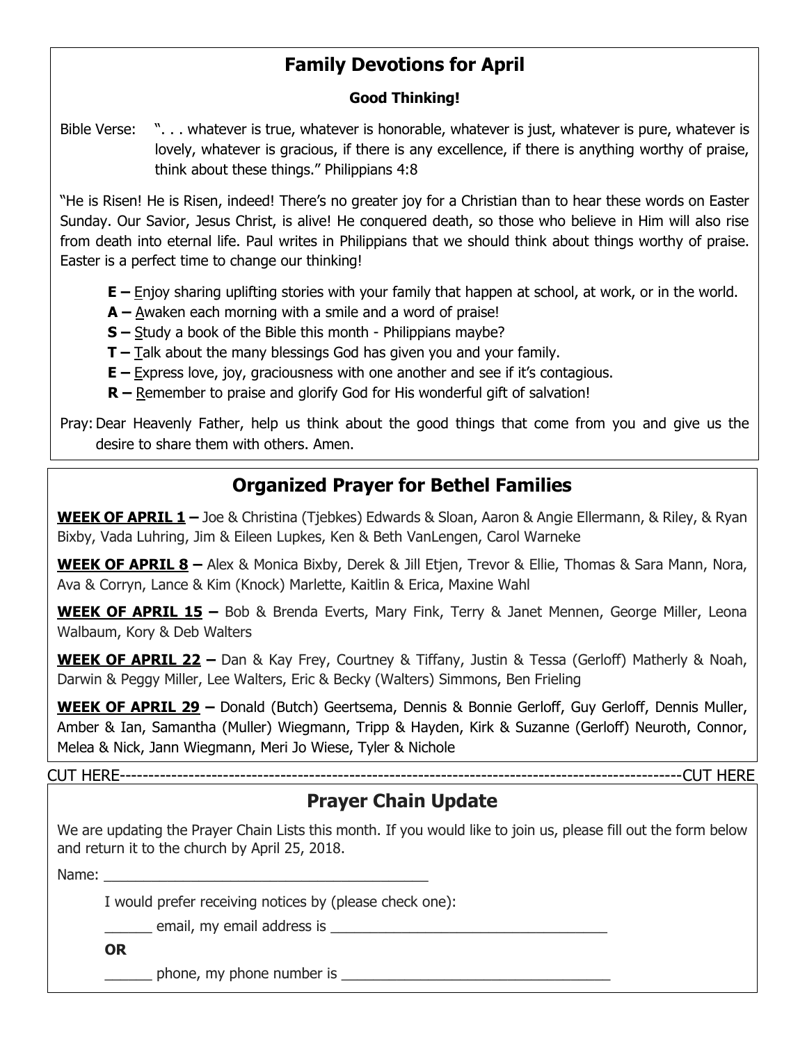## Family Devotions for April

**Good Thinking!**

Bible Verse: ". . . whatever is true, whatever is honorable, whatever is just, whatever is pure, whatever is lovely, whatever is gracious, if there is any excellence, if there is anything worthy of praise, think about these things." Philippians 4:8

"He is Risen! He is Risen, indeed! There's no greater joy for a Christian than to hear these words on Easter Sunday. Our Savior, Jesus Christ, is alive! He conquered death, so those who believe in Him will also rise from death into eternal life. Paul writes in Philippians that we should think about things worthy of praise. Easter is a perfect time to change our thinking!

**E –** Enjoy sharing uplifting stories with your family that happen at school, at work, or in the world.
**A –** Awaken each morning with a smile and a word of praise!
**S –** Study a book of the Bible this month - Philippians maybe?
**T –** Talk about the many blessings God has given you and your family.
**E –** Express love, joy, graciousness with one another and see if it's contagious.
**R –** Remember to praise and glorify God for His wonderful gift of salvation!

Pray: Dear Heavenly Father, help us think about the good things that come from you and give us the desire to share them with others. Amen.

## Organized Prayer for Bethel Families

**WEEK OF APRIL 1 –** Joe & Christina (Tjebkes) Edwards & Sloan, Aaron & Angie Ellermann, & Riley, & Ryan Bixby, Vada Luhring, Jim & Eileen Lupkes, Ken & Beth VanLengen, Carol Warneke

**WEEK OF APRIL 8 –** Alex & Monica Bixby, Derek & Jill Etjen, Trevor & Ellie, Thomas & Sara Mann, Nora, Ava & Corryn, Lance & Kim (Knock) Marlette, Kaitlin & Erica, Maxine Wahl

**WEEK OF APRIL 15 –** Bob & Brenda Everts, Mary Fink, Terry & Janet Mennen, George Miller, Leona Walbaum, Kory & Deb Walters

**WEEK OF APRIL 22 –** Dan & Kay Frey, Courtney & Tiffany, Justin & Tessa (Gerloff) Matherly & Noah, Darwin & Peggy Miller, Lee Walters, Eric & Becky (Walters) Simmons, Ben Frieling

**WEEK OF APRIL 29 –** Donald (Butch) Geertsema, Dennis & Bonnie Gerloff, Guy Gerloff, Dennis Muller, Amber & Ian, Samantha (Muller) Wiegmann, Tripp & Hayden, Kirk & Suzanne (Gerloff) Neuroth, Connor, Melea & Nick, Jann Wiegmann, Meri Jo Wiese, Tyler & Nichole

CUT HERE-----------------------------------------------------------------------------------------------CUT HERE

## Prayer Chain Update

We are updating the Prayer Chain Lists this month. If you would like to join us, please fill out the form below and return it to the church by April 25, 2018.

Name: ___________________________________________

I would prefer receiving notices by (please check one):

______ email, my email address is ____________________________________

**OR**

______ phone, my phone number is ___________________________________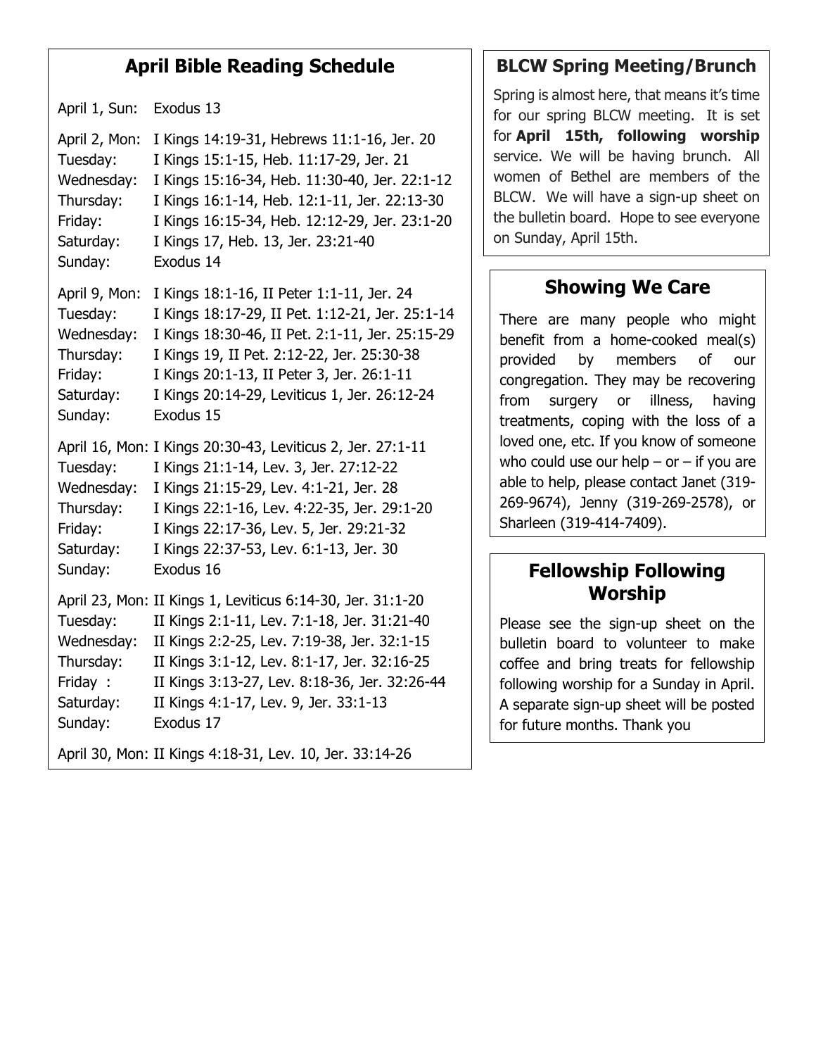## April Bible Reading Schedule

April 1, Sun: Exodus 13

April 2, Mon: I Kings 14:19-31, Hebrews 11:1-16, Jer. 20
Tuesday: I Kings 15:1-15, Heb. 11:17-29, Jer. 21
Wednesday: I Kings 15:16-34, Heb. 11:30-40, Jer. 22:1-12
Thursday: I Kings 16:1-14, Heb. 12:1-11, Jer. 22:13-30
Friday: I Kings 16:15-34, Heb. 12:12-29, Jer. 23:1-20
Saturday: I Kings 17, Heb. 13, Jer. 23:21-40
Sunday: Exodus 14

April 9, Mon: I Kings 18:1-16, II Peter 1:1-11, Jer. 24
Tuesday: I Kings 18:17-29, II Pet. 1:12-21, Jer. 25:1-14
Wednesday: I Kings 18:30-46, II Pet. 2:1-11, Jer. 25:15-29
Thursday: I Kings 19, II Pet. 2:12-22, Jer. 25:30-38
Friday: I Kings 20:1-13, II Peter 3, Jer. 26:1-11
Saturday: I Kings 20:14-29, Leviticus 1, Jer. 26:12-24
Sunday: Exodus 15

April 16, Mon: I Kings 20:30-43, Leviticus 2, Jer. 27:1-11
Tuesday: I Kings 21:1-14, Lev. 3, Jer. 27:12-22
Wednesday: I Kings 21:15-29, Lev. 4:1-21, Jer. 28
Thursday: I Kings 22:1-16, Lev. 4:22-35, Jer. 29:1-20
Friday: I Kings 22:17-36, Lev. 5, Jer. 29:21-32
Saturday: I Kings 22:37-53, Lev. 6:1-13, Jer. 30
Sunday: Exodus 16

April 23, Mon: II Kings 1, Leviticus 6:14-30, Jer. 31:1-20
Tuesday: II Kings 2:1-11, Lev. 7:1-18, Jer. 31:21-40
Wednesday: II Kings 2:2-25, Lev. 7:19-38, Jer. 32:1-15
Thursday: II Kings 3:1-12, Lev. 8:1-17, Jer. 32:16-25
Friday : II Kings 3:13-27, Lev. 8:18-36, Jer. 32:26-44
Saturday: II Kings 4:1-17, Lev. 9, Jer. 33:1-13
Sunday: Exodus 17

April 30, Mon: II Kings 4:18-31, Lev. 10, Jer. 33:14-26

## BLCW Spring Meeting/Brunch

Spring is almost here, that means it's time for our spring BLCW meeting. It is set for **April 15th, following worship** service. We will be having brunch. All women of Bethel are members of the BLCW. We will have a sign-up sheet on the bulletin board. Hope to see everyone on Sunday, April 15th.

## Showing We Care

There are many people who might benefit from a home-cooked meal(s) provided by members of our congregation. They may be recovering from surgery or illness, having treatments, coping with the loss of a loved one, etc. If you know of someone who could use our help – or – if you are able to help, please contact Janet (319-269-9674), Jenny (319-269-2578), or Sharleen (319-414-7409).

## Fellowship Following Worship

Please see the sign-up sheet on the bulletin board to volunteer to make coffee and bring treats for fellowship following worship for a Sunday in April. A separate sign-up sheet will be posted for future months. Thank you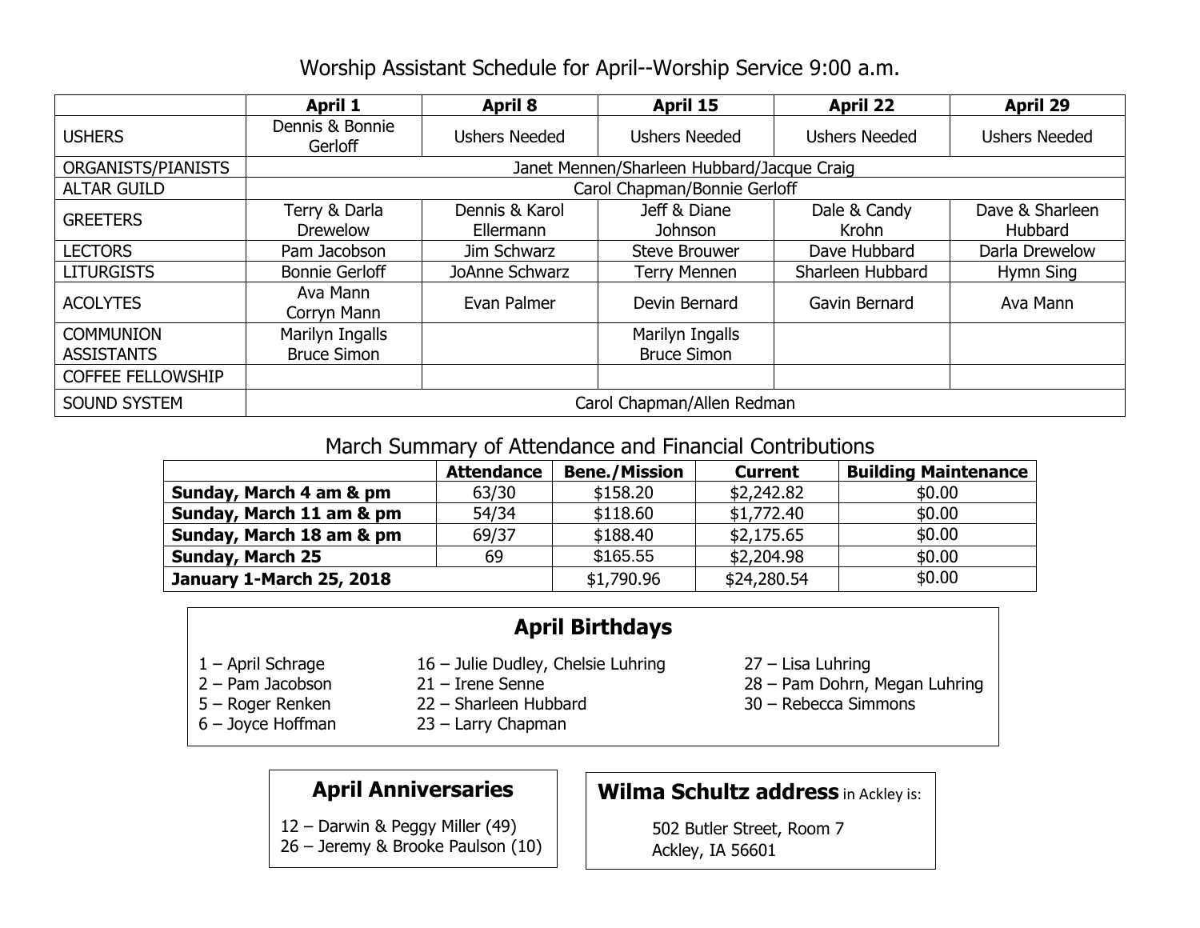## Worship Assistant Schedule for April--Worship Service 9:00 a.m.

| | April 1 | April 8 | April 15 | April 22 | April 29 |
|---|---|---|---|---|---|
| USHERS | Dennis & Bonnie Gerloff | Ushers Needed | Ushers Needed | Ushers Needed | Ushers Needed |
| ORGANISTS/PIANISTS | Janet Mennen/Sharleen Hubbard/Jacque Craig | | | | |
| ALTAR GUILD | Carol Chapman/Bonnie Gerloff | | | | |
| GREETERS | Terry & Darla Drewelow | Dennis & Karol Ellermann | Jeff & Diane Johnson | Dale & Candy Krohn | Dave & Sharleen Hubbard |
| LECTORS | Pam Jacobson | Jim Schwarz | Steve Brouwer | Dave Hubbard | Darla Drewelow |
| LITURGISTS | Bonnie Gerloff | JoAnne Schwarz | Terry Mennen | Sharleen Hubbard | Hymn Sing |
| ACOLYTES | Ava Mann Corryn Mann | Evan Palmer | Devin Bernard | Gavin Bernard | Ava Mann |
| COMMUNION ASSISTANTS | Marilyn Ingalls Bruce Simon | | Marilyn Ingalls Bruce Simon | | |
| COFFEE FELLOWSHIP | | | | | |
| SOUND SYSTEM | Carol Chapman/Allen Redman | | | | |

## March Summary of Attendance and Financial Contributions

| | Attendance | Bene./Mission | Current | Building Maintenance |
|---|---|---|---|---|
| **Sunday, March 4 am & pm** | 63/30 | $158.20 | $2,242.82 | $0.00 |
| **Sunday, March 11 am & pm** | 54/34 | $118.60 | $1,772.40 | $0.00 |
| **Sunday, March 18 am & pm** | 69/37 | $188.40 | $2,175.65 | $0.00 |
| **Sunday, March 25** | 69 | $165.55 | $2,204.98 | $0.00 |
| **January 1-March 25, 2018** | | $1,790.96 | $24,280.54 | $0.00 |

## April Birthdays

1 – April Schrage
2 – Pam Jacobson
5 – Roger Renken
6 – Joyce Hoffman
16 – Julie Dudley, Chelsie Luhring
21 – Irene Senne
22 – Sharleen Hubbard
23 – Larry Chapman
27 – Lisa Luhring
28 – Pam Dohrn, Megan Luhring
30 – Rebecca Simmons

## April Anniversaries

12 – Darwin & Peggy Miller (49)
26 – Jeremy & Brooke Paulson (10)

**Wilma Schultz address** in Ackley is:

502 Butler Street, Room 7
Ackley, IA 56601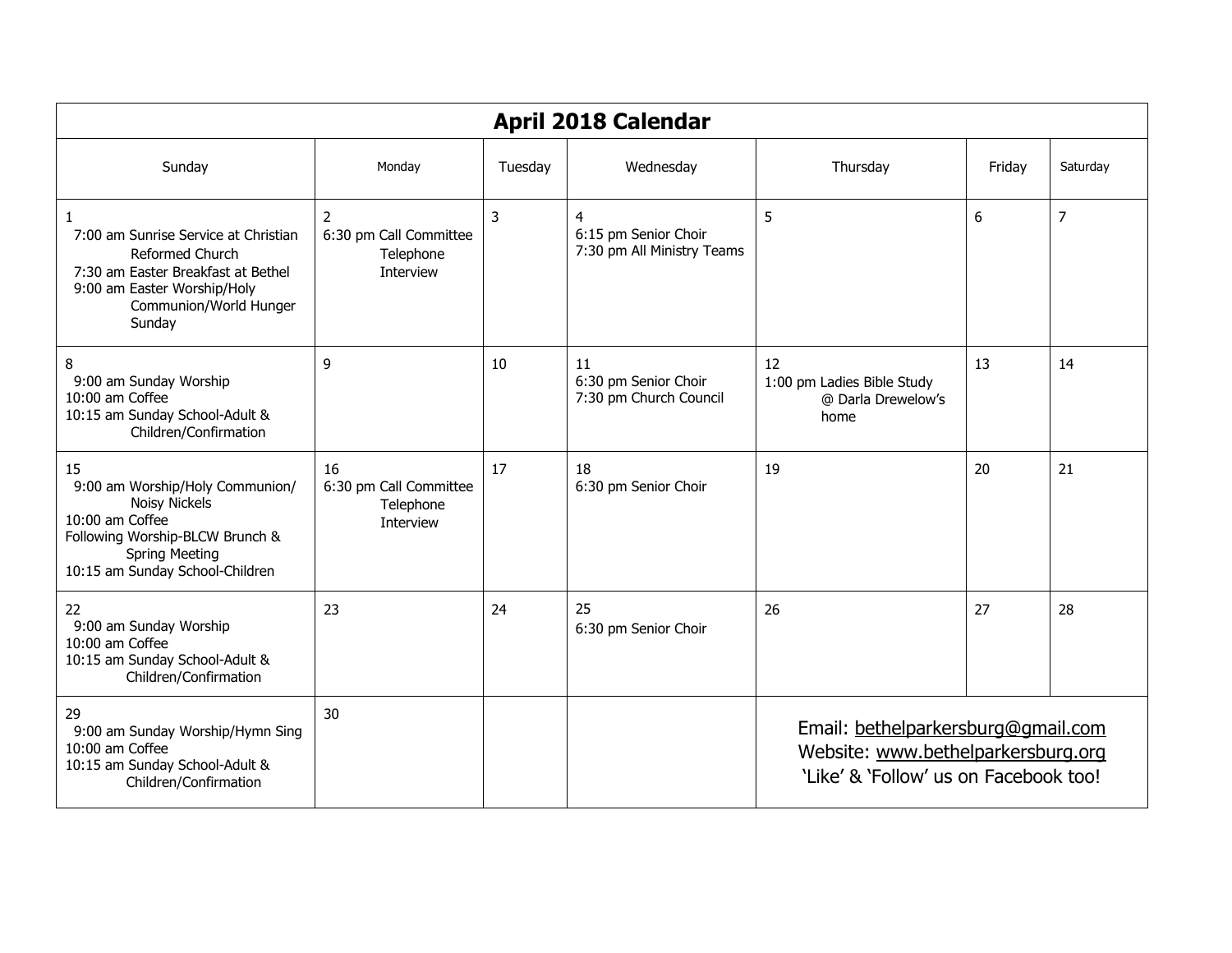# April 2018 Calendar

| Sunday | Monday | Tuesday | Wednesday | Thursday | Friday | Saturday |
|---|---|---|---|---|---|---|
| 1<br>7:00 am Sunrise Service at Christian Reformed Church<br>7:30 am Easter Breakfast at Bethel<br>9:00 am Easter Worship/Holy Communion/World Hunger Sunday | 2<br>6:30 pm Call Committee Telephone Interview | 3 | 4<br>6:15 pm Senior Choir<br>7:30 pm All Ministry Teams | 5 | 6 | 7 |
| 8<br>9:00 am Sunday Worship<br>10:00 am Coffee<br>10:15 am Sunday School-Adult & Children/Confirmation | 9 | 10 | 11<br>6:30 pm Senior Choir<br>7:30 pm Church Council | 12<br>1:00 pm Ladies Bible Study @ Darla Drewelow's home | 13 | 14 |
| 15<br>9:00 am Worship/Holy Communion/ Noisy Nickels<br>10:00 am Coffee<br>Following Worship-BLCW Brunch & Spring Meeting<br>10:15 am Sunday School-Children | 16<br>6:30 pm Call Committee Telephone Interview | 17 | 18<br>6:30 pm Senior Choir | 19 | 20 | 21 |
| 22<br>9:00 am Sunday Worship<br>10:00 am Coffee<br>10:15 am Sunday School-Adult & Children/Confirmation | 23 | 24 | 25<br>6:30 pm Senior Choir | 26 | 27 | 28 |
| 29<br>9:00 am Sunday Worship/Hymn Sing<br>10:00 am Coffee<br>10:15 am Sunday School-Adult & Children/Confirmation | 30 | | | Email: bethelparkersburg@gmail.com<br>Website: www.bethelparkersburg.org<br>'Like' & 'Follow' us on Facebook too! | | |